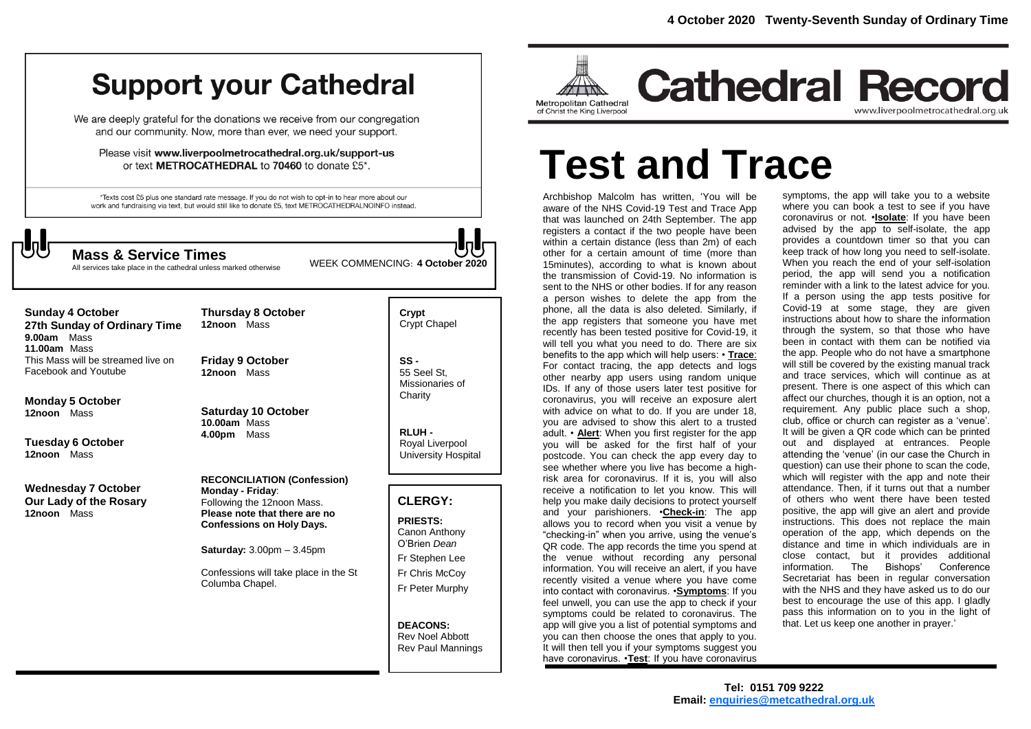4 October 2020 Twenty-Seventh Sunday of Ordinary Time

# Support your Cathedral

We are deeply grateful for the donations we receive from our congregation and our community. Now, more than ever, we need your support.

Please visit **www.liverpoolmetrocathedral.org.uk/support-us** or text **METROCATHEDRAL** to **70460** to donate £5*.

*Texts cost £5 plus one standard rate message. If you do not wish to opt-in to hear more about our work and fundraising via text, but would still like to donate £5, text METROCATHEDRALNOINFO instead.

## Mass & Service Times

All services take place in the cathedral unless marked otherwise

WEEK COMMENCING: **4 October 2020**

**Sunday 4 October**
**27th Sunday of Ordinary Time**
**9.00am** Mass
**11.00am** Mass
This Mass will be streamed live on Facebook and Youtube

**Monday 5 October**
**12noon** Mass

**Tuesday 6 October**
**12noon** Mass

**Wednesday 7 October**
**Our Lady of the Rosary**
**12noon** Mass

**Thursday 8 October**
**12noon** Mass

**Friday 9 October**
**12noon** Mass

**Saturday 10 October**
**10.00am** Mass
**4.00pm** Mass

**RECONCILIATION (Confession)**
**Monday - Friday**:
Following the 12noon Mass.
**Please note that there are no Confessions on Holy Days.**

**Saturday:** 3.00pm – 3.45pm

Confessions will take place in the St Columba Chapel.

**Crypt**
Crypt Chapel

**SS -**
55 Seel St, Missionaries of Charity

**RLUH -**
Royal Liverpool University Hospital

## CLERGY:

**PRIESTS:**
Canon Anthony O'Brien *Dean*
Fr Stephen Lee
Fr Chris McCoy
Fr Peter Murphy

**DEACONS:**
Rev Noel Abbott
Rev Paul Mannings

Metropolitan Cathedral of Christ the King Liverpool

# Cathedral Record

www.liverpoolmetrocathedral.org.uk

# Test and Trace

Archbishop Malcolm has written, 'You will be aware of the NHS Covid-19 Test and Trace App that was launched on 24th September. The app registers a contact if the two people have been within a certain distance (less than 2m) of each other for a certain amount of time (more than 15minutes), according to what is known about the transmission of Covid-19. No information is sent to the NHS or other bodies. If for any reason a person wishes to delete the app from the phone, all the data is also deleted. Similarly, if the app registers that someone you have met recently has been tested positive for Covid-19, it will tell you what you need to do. There are six benefits to the app which will help users: • **Trace**: For contact tracing, the app detects and logs other nearby app users using random unique IDs. If any of those users later test positive for coronavirus, you will receive an exposure alert with advice on what to do. If you are under 18, you are advised to show this alert to a trusted adult. • **Alert**: When you first register for the app you will be asked for the first half of your postcode. You can check the app every day to see whether where you live has become a high-risk area for coronavirus. If it is, you will also receive a notification to let you know. This will help you make daily decisions to protect yourself and your parishioners. •**Check-in**: The app allows you to record when you visit a venue by "checking-in" when you arrive, using the venue's QR code. The app records the time you spend at the venue without recording any personal information. You will receive an alert, if you have recently visited a venue where you have come into contact with coronavirus. •**Symptoms**: If you feel unwell, you can use the app to check if your symptoms could be related to coronavirus. The app will give you a list of potential symptoms and you can then choose the ones that apply to you. It will then tell you if your symptoms suggest you have coronavirus. •**Test**: If you have coronavirus symptoms, the app will take you to a website where you can book a test to see if you have coronavirus or not. •**Isolate**: If you have been advised by the app to self-isolate, the app provides a countdown timer so that you can keep track of how long you need to self-isolate. When you reach the end of your self-isolation period, the app will send you a notification reminder with a link to the latest advice for you. If a person using the app tests positive for Covid-19 at some stage, they are given instructions about how to share the information through the system, so that those who have been in contact with them can be notified via the app. People who do not have a smartphone will still be covered by the existing manual track and trace services, which will continue as at present. There is one aspect of this which can affect our churches, though it is an option, not a requirement. Any public place such a shop, club, office or church can register as a 'venue'. It will be given a QR code which can be printed out and displayed at entrances. People attending the 'venue' (in our case the Church in question) can use their phone to scan the code, which will register with the app and note their attendance. Then, if it turns out that a number of others who went there have been tested positive, the app will give an alert and provide instructions. This does not replace the main operation of the app, which depends on the distance and time in which individuals are in close contact, but it provides additional information. The Bishops' Conference Secretariat has been in regular conversation with the NHS and they have asked us to do our best to encourage the use of this app. I gladly pass this information on to you in the light of that. Let us keep one another in prayer.'

**Tel: 0151 709 9222**
**Email: enquiries@metcathedral.org.uk**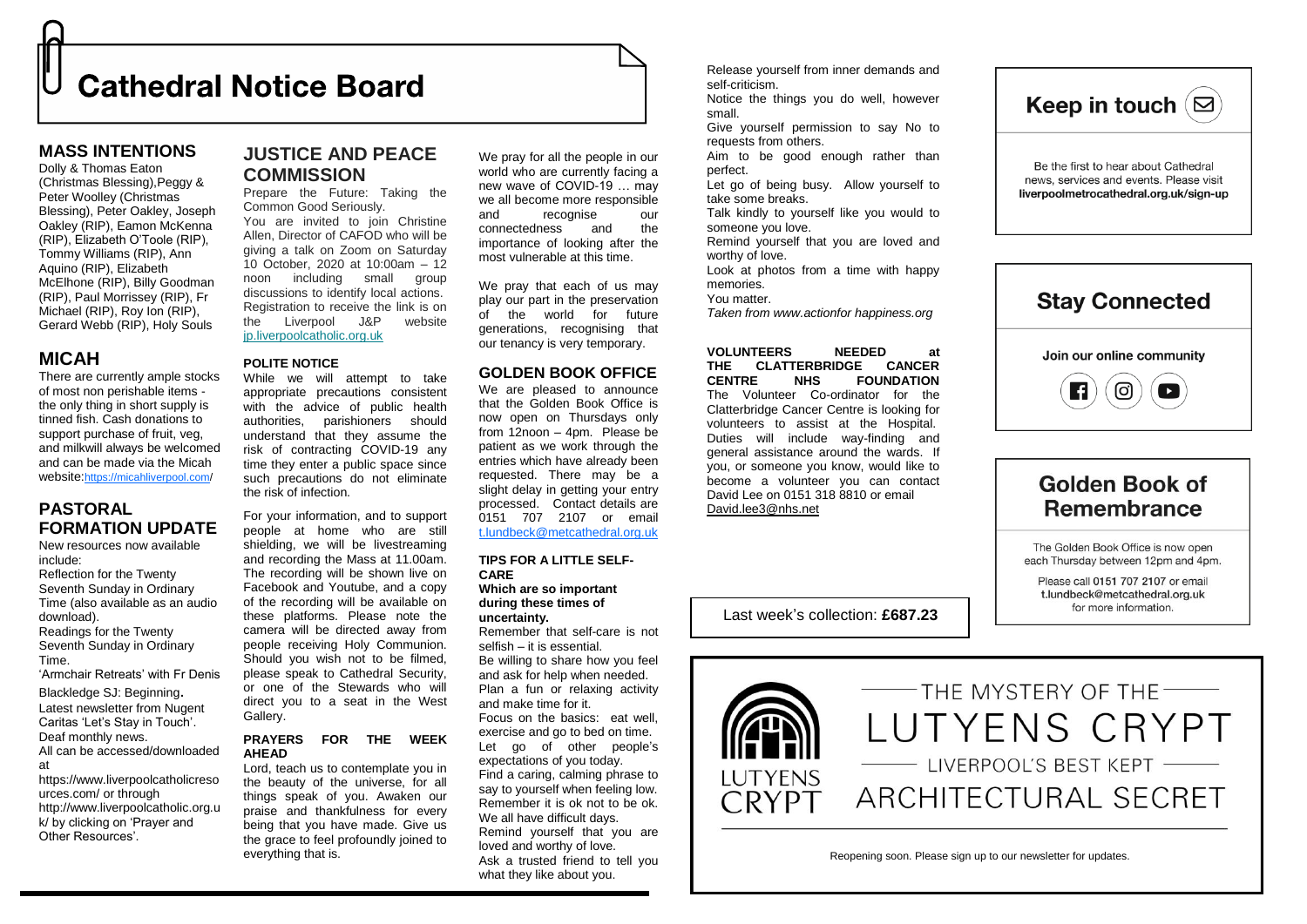# Cathedral Notice Board

## MASS INTENTIONS

Dolly & Thomas Eaton (Christmas Blessing),Peggy & Peter Woolley (Christmas Blessing), Peter Oakley, Joseph Oakley (RIP), Eamon McKenna (RIP), Elizabeth O'Toole (RIP), Tommy Williams (RIP), Ann Aquino (RIP), Elizabeth McElhone (RIP), Billy Goodman (RIP), Paul Morrissey (RIP), Fr Michael (RIP), Roy Ion (RIP), Gerard Webb (RIP), Holy Souls

## MICAH

There are currently ample stocks of most non perishable items - the only thing in short supply is tinned fish. Cash donations to support purchase of fruit, veg, and milkwill always be welcomed and can be made via the Micah website:https://micahliverpool.com/

## PASTORAL FORMATION UPDATE

New resources now available include:

Reflection for the Twenty Seventh Sunday in Ordinary Time (also available as an audio download).

Readings for the Twenty Seventh Sunday in Ordinary Time.

'Armchair Retreats' with Fr Denis Blackledge SJ: Beginning.

Latest newsletter from Nugent Caritas 'Let's Stay in Touch'.

Deaf monthly news.

All can be accessed/downloaded at https://www.liverpoolcatholicresources.com/ or through http://www.liverpoolcatholic.org.uk/ by clicking on 'Prayer and Other Resources'.

## JUSTICE AND PEACE COMMISSION

Prepare the Future: Taking the Common Good Seriously.

You are invited to join Christine Allen, Director of CAFOD who will be giving a talk on Zoom on Saturday 10 October, 2020 at 10:00am – 12 noon including small group discussions to identify local actions. Registration to receive the link is on the Liverpool J&P website jp.liverpoolcatholic.org.uk

### POLITE NOTICE

While we will attempt to take appropriate precautions consistent with the advice of public health authorities, parishioners should understand that they assume the risk of contracting COVID-19 any time they enter a public space since such precautions do not eliminate the risk of infection.

For your information, and to support people at home who are still shielding, we will be livestreaming and recording the Mass at 11.00am. The recording will be shown live on Facebook and Youtube, and a copy of the recording will be available on these platforms. Please note the camera will be directed away from people receiving Holy Communion. Should you wish not to be filmed, please speak to Cathedral Security, or one of the Stewards who will direct you to a seat in the West Gallery.

### PRAYERS FOR THE WEEK AHEAD

Lord, teach us to contemplate you in the beauty of the universe, for all things speak of you. Awaken our praise and thankfulness for every being that you have made. Give us the grace to feel profoundly joined to everything that is.

We pray for all the people in our world who are currently facing a new wave of COVID-19 … may we all become more responsible and recognise our connectedness and the importance of looking after the most vulnerable at this time.

We pray that each of us may play our part in the preservation of the world for future generations, recognising that our tenancy is very temporary.

## GOLDEN BOOK OFFICE

We are pleased to announce that the Golden Book Office is now open on Thursdays only from 12noon – 4pm. Please be patient as we work through the entries which have already been requested. There may be a slight delay in getting your entry processed. Contact details are 0151 707 2107 or email t.lundbeck@metcathedral.org.uk

### TIPS FOR A LITTLE SELF-CARE

**Which are so important during these times of uncertainty.**

Remember that self-care is not selfish – it is essential.

Be willing to share how you feel and ask for help when needed.

Plan a fun or relaxing activity and make time for it.

Focus on the basics: eat well, exercise and go to bed on time.

Let go of other people's expectations of you today.

Find a caring, calming phrase to say to yourself when feeling low.

Remember it is ok not to be ok. We all have difficult days.

Remind yourself that you are loved and worthy of love.

Ask a trusted friend to tell you what they like about you.

Release yourself from inner demands and self-criticism.

Notice the things you do well, however small.

Give yourself permission to say No to requests from others.

Aim to be good enough rather than perfect.

Let go of being busy. Allow yourself to take some breaks.

Talk kindly to yourself like you would to someone you love.

Remind yourself that you are loved and worthy of love.

Look at photos from a time with happy memories.

You matter.

*Taken from www.actionfor happiness.org*

**VOLUNTEERS NEEDED at THE CLATTERBRIDGE CANCER CENTRE NHS FOUNDATION**

The Volunteer Co-ordinator for the Clatterbridge Cancer Centre is looking for volunteers to assist at the Hospital. Duties will include way-finding and general assistance around the wards. If you, or someone you know, would like to become a volunteer you can contact David Lee on 0151 318 8810 or email David.lee3@nhs.net

Last week's collection: **£687.23**

## Keep in touch

Be the first to hear about Cathedral news, services and events. Please visit **liverpoolmetrocathedral.org.uk/sign-up**

## Stay Connected

**Join our online community**

## Golden Book of Remembrance

The Golden Book Office is now open each Thursday between 12pm and 4pm.

Please call 0151 707 2107 or email t.lundbeck@metcathedral.org.uk for more information.

## THE MYSTERY OF THE LUTYENS CRYPT

LIVERPOOL'S BEST KEPT ARCHITECTURAL SECRET

LUTYENS CRYPT

Reopening soon. Please sign up to our newsletter for updates.